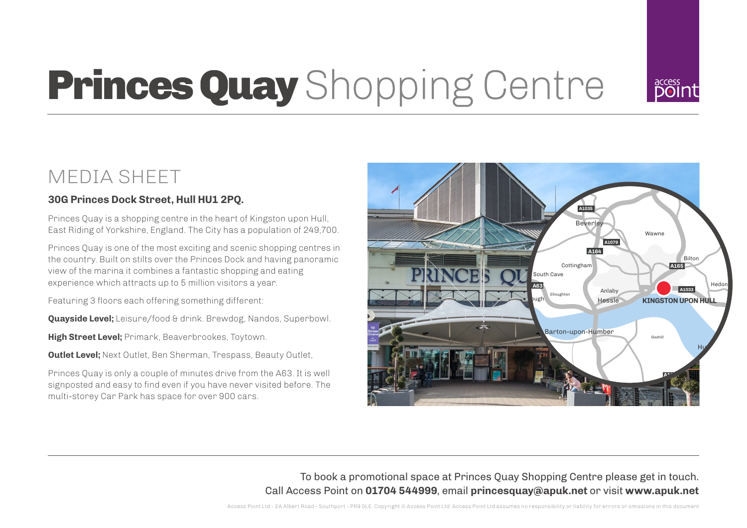# **Princes Quay** Shopping Centre

## MEDIA SHEET

**30G Princes Dock Street, Hull HU1 2PQ.**

Princes Quay is a shopping centre in the heart of Kingston upon Hull, East Riding of Yorkshire, England. The City has a population of 249,700.

Princes Quay is one of the most exciting and scenic shopping centres in the country. Built on stilts over the Princes Dock and having panoramic view of the marina it combines a fantastic shopping and eating experience which attracts up to 5 million visitors a year.

Featuring 3 floors each offering something different:

**Quayside Level;** Leisure/food & drink. Brewdog, Nandos, Superbowl.

**High Street Level;** Primark, Beaverbrookes, Toytown.

**Outlet Level;** Next Outlet, Ben Sherman, Trespass, Beauty Outlet,

Princes Quay is only a couple of minutes drive from the A63. It is well signposted and easy to find even if you have never visited before. The multi-storey Car Park has space for over 900 cars.

To book a promotional space at Princes Quay Shopping Centre please get in touch.
Call Access Point on **01704 544999**, email **princesquay@apuk.net** or visit **www.apuk.net**

Access Point Ltd - 2A Albert Road - Southport - PR9 0LE. Copyright © Access Point Ltd. Access Point Ltd assumes no responsibility or liability for errors or omissions in this document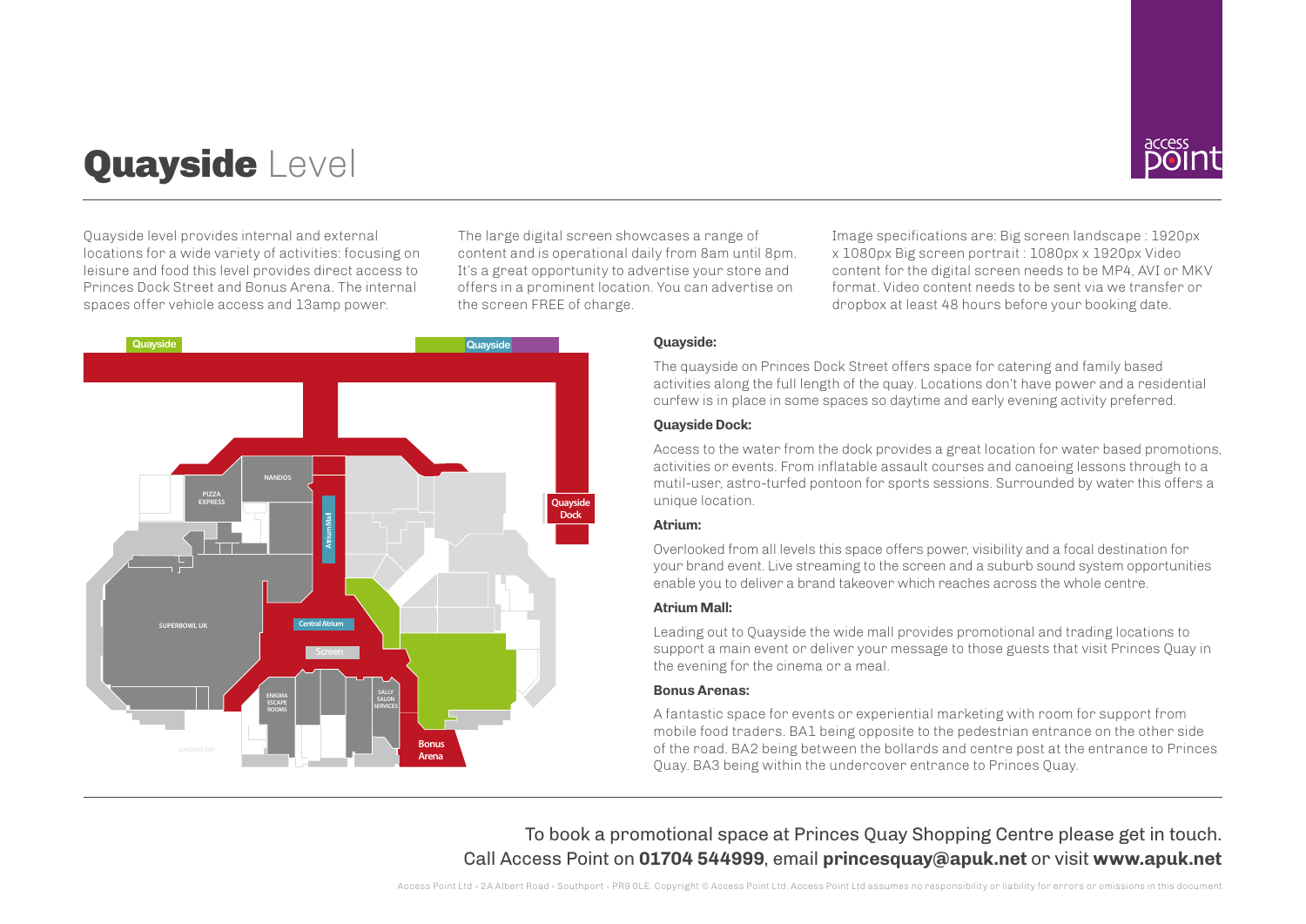# **Quayside** Level

Quayside level provides internal and external locations for a wide variety of activities: focusing on leisure and food this level provides direct access to Princes Dock Street and Bonus Arena. The internal spaces offer vehicle access and 13amp power.

The large digital screen showcases a range of content and is operational daily from 8am until 8pm. It's a great opportunity to advertise your store and offers in a prominent location. You can advertise on the screen FREE of charge.

Image specifications are: Big screen landscape : 1920px x 1080px Big screen portrait : 1080px x 1920px Video content for the digital screen needs to be MP4, AVI or MKV format. Video content needs to be sent via we transfer or dropbox at least 48 hours before your booking date.

Quayside
Quayside
Quayside Dock
PIZZA EXPRESS
NANDOS
Atrium Mall
SUPERBOWL UK
Central Atrium
Screen
ENIGMA ESCAPE ROOMS
SALLY SALON SERVICES
Bonus Arena
LOADING BAY

**Quayside:**

The quayside on Princes Dock Street offers space for catering and family based activities along the full length of the quay. Locations don't have power and a residential curfew is in place in some spaces so daytime and early evening activity preferred.

**Quayside Dock:**

Access to the water from the dock provides a great location for water based promotions, activities or events. From inflatable assault courses and canoeing lessons through to a mutil-user, astro-turfed pontoon for sports sessions. Surrounded by water this offers a unique location.

**Atrium:**

Overlooked from all levels this space offers power, visibility and a focal destination for your brand event. Live streaming to the screen and a suburb sound system opportunities enable you to deliver a brand takeover which reaches across the whole centre.

**Atrium Mall:**

Leading out to Quayside the wide mall provides promotional and trading locations to support a main event or deliver your message to those guests that visit Princes Quay in the evening for the cinema or a meal.

**Bonus Arenas:**

A fantastic space for events or experiential marketing with room for support from mobile food traders. BA1 being opposite to the pedestrian entrance on the other side of the road. BA2 being between the bollards and centre post at the entrance to Princes Quay. BA3 being within the undercover entrance to Princes Quay.

To book a promotional space at Princes Quay Shopping Centre please get in touch.
Call Access Point on **01704 544999**, email **princesquay@apuk.net** or visit **www.apuk.net**

Access Point Ltd - 2A Albert Road - Southport - PR9 0LE. Copyright © Access Point Ltd. Access Point Ltd assumes no responsibility or liability for errors or omissions in this document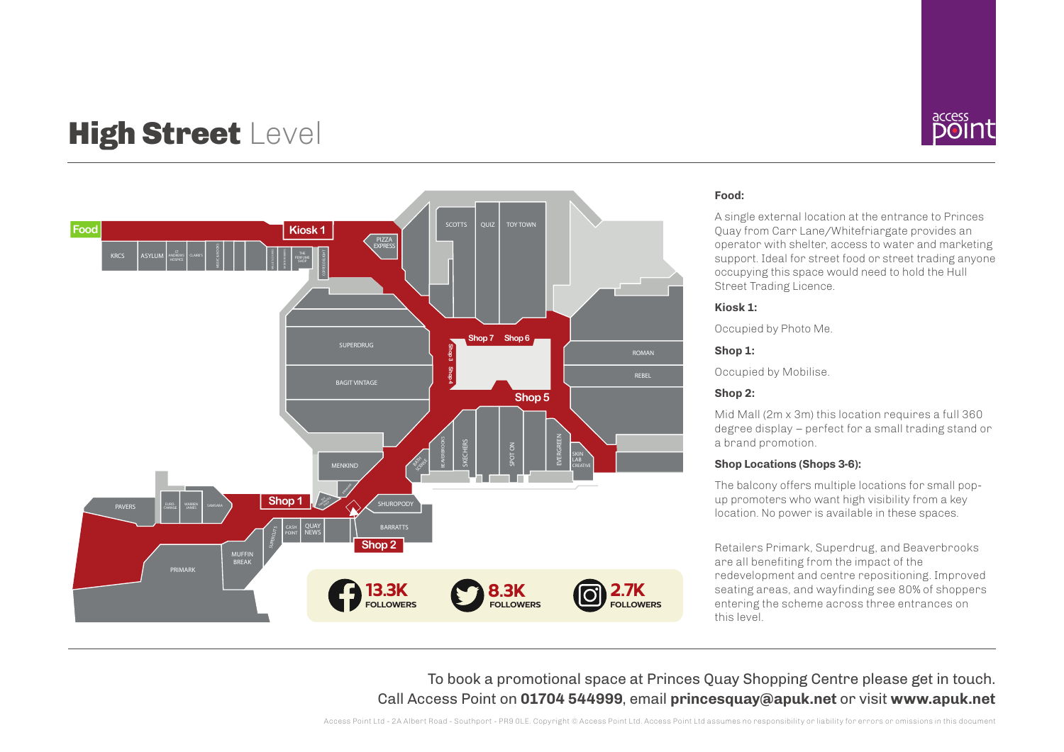# **High Street** Level

**Food:**

A single external location at the entrance to Princes Quay from Carr Lane/Whitefriargate provides an operator with shelter, access to water and marketing support. Ideal for street food or street trading anyone occupying this space would need to hold the Hull Street Trading Licence.

**Kiosk 1:**

Occupied by Photo Me.

**Shop 1:**

Occupied by Mobilise.

**Shop 2:**

Mid Mall (2m x 3m) this location requires a full 360 degree display – perfect for a small trading stand or a brand promotion.

**Shop Locations (Shops 3-6):**

The balcony offers multiple locations for small pop-up promoters who want high visibility from a key location. No power is available in these spaces.

Retailers Primark, Superdrug, and Beaverbrooks are all benefiting from the impact of the redevelopment and centre repositioning. Improved seating areas, and wayfinding see 80% of shoppers entering the scheme across three entrances on this level.

13.3K FOLLOWERS

8.3K FOLLOWERS

2.7K FOLLOWERS

To book a promotional space at Princes Quay Shopping Centre please get in touch.
Call Access Point on **01704 544999**, email **princesquay@apuk.net** or visit **www.apuk.net**

Access Point Ltd - 2A Albert Road - Southport - PR9 0LE. Copyright © Access Point Ltd. Access Point Ltd assumes no responsibility or liability for errors or omissions in this document